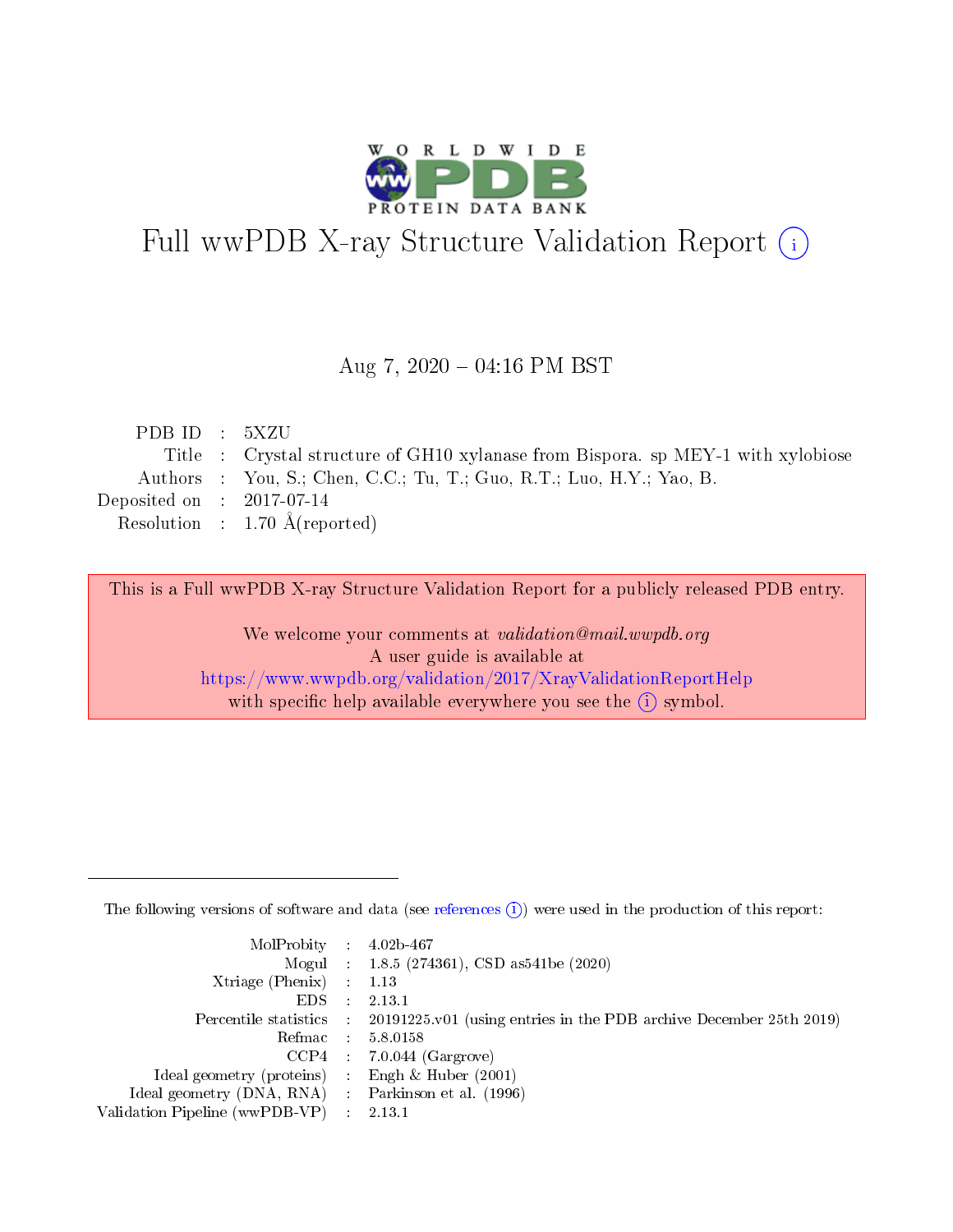# Full wwPDB X-ray Structure Validation Report

Aug 7, 2020 – 04:16 PM BST

| | | |
|---|---|---|
| PDB ID | : | 5XZU |
| Title | : | Crystal structure of GH10 xylanase from Bispora. sp MEY-1 with xylobiose |
| Authors | : | You, S.; Chen, C.C.; Tu, T.; Guo, R.T.; Luo, H.Y.; Yao, B. |
| Deposited on | : | 2017-07-14 |
| Resolution | : | 1.70 Å(reported) |

This is a Full wwPDB X-ray Structure Validation Report for a publicly released PDB entry.

We welcome your comments at *validation@mail.wwpdb.org*
A user guide is available at
https://www.wwpdb.org/validation/2017/XrayValidationReportHelp
with specific help available everywhere you see the (i) symbol.

---

The following versions of software and data (see references (i)) were used in the production of this report:

| | | |
|---|---|---|
| MolProbity | : | 4.02b-467 |
| Mogul | : | 1.8.5 (274361), CSD as541be (2020) |
| Xtriage (Phenix) | : | 1.13 |
| EDS | : | 2.13.1 |
| Percentile statistics | : | 20191225.v01 (using entries in the PDB archive December 25th 2019) |
| Refmac | : | 5.8.0158 |
| CCP4 | : | 7.0.044 (Gargrove) |
| Ideal geometry (proteins) | : | Engh & Huber (2001) |
| Ideal geometry (DNA, RNA) | : | Parkinson et al. (1996) |
| Validation Pipeline (wwPDB-VP) | : | 2.13.1 |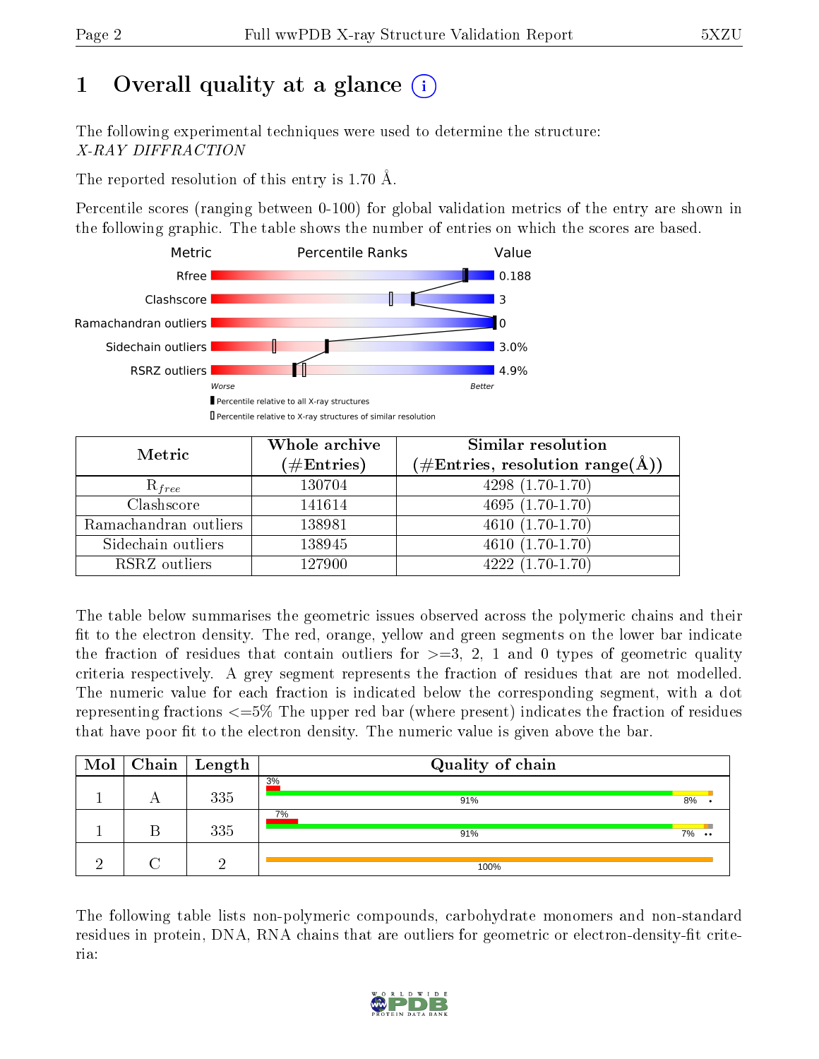# 1 Overall quality at a glance (i)

The following experimental techniques were used to determine the structure:
*X-RAY DIFFRACTION*

The reported resolution of this entry is 1.70 Å.

Percentile scores (ranging between 0-100) for global validation metrics of the entry are shown in the following graphic. The table shows the number of entries on which the scores are based.

| Metric | Value |
|---|---|
| Rfree | 0.188 |
| Clashscore | 3 |
| Ramachandran outliers | 0 |
| Sidechain outliers | 3.0% |
| RSRZ outliers | 4.9% |

Worse — Better

Percentile relative to all X-ray structures

Percentile relative to X-ray structures of similar resolution

| Metric | Whole archive (#Entries) | Similar resolution (#Entries, resolution range(Å)) |
|---|---|---|
| $R_{free}$ | 130704 | 4298 (1.70-1.70) |
| Clashscore | 141614 | 4695 (1.70-1.70) |
| Ramachandran outliers | 138981 | 4610 (1.70-1.70) |
| Sidechain outliers | 138945 | 4610 (1.70-1.70) |
| RSRZ outliers | 127900 | 4222 (1.70-1.70) |

The table below summarises the geometric issues observed across the polymeric chains and their fit to the electron density. The red, orange, yellow and green segments on the lower bar indicate the fraction of residues that contain outliers for >=3, 2, 1 and 0 types of geometric quality criteria respectively. A grey segment represents the fraction of residues that are not modelled. The numeric value for each fraction is indicated below the corresponding segment, with a dot representing fractions <=5% The upper red bar (where present) indicates the fraction of residues that have poor fit to the electron density. The numeric value is given above the bar.

| Mol | Chain | Length | Quality of chain |
|---|---|---|---|
| 1 | A | 335 | 3% / 91% 8% • |
| 1 | B | 335 | 7% / 91% 7% •• |
| 2 | C | 2 | 100% |

The following table lists non-polymeric compounds, carbohydrate monomers and non-standard residues in protein, DNA, RNA chains that are outliers for geometric or electron-density-fit criteria: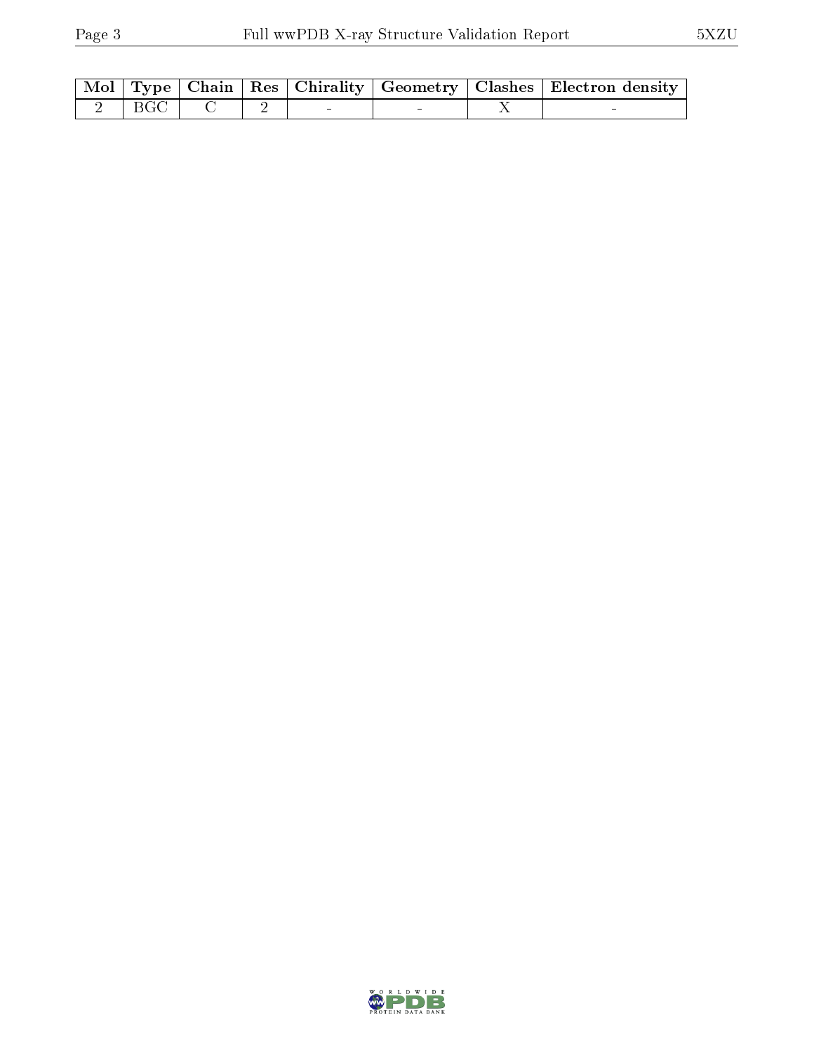| Mol | Type | Chain | Res | Chirality | Geometry | Clashes | Electron density |
|---|---|---|---|---|---|---|---|
| 2 | BGC | C | 2 | - | - | X | - |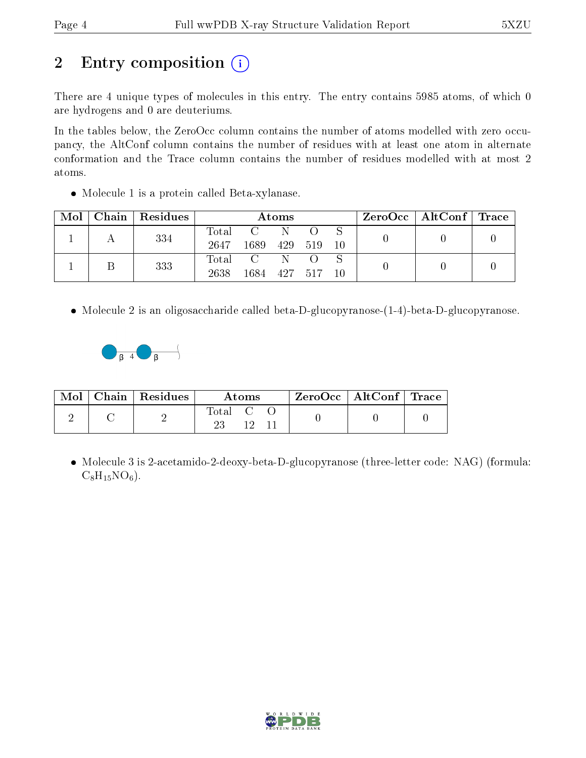# 2 Entry composition (i)

There are 4 unique types of molecules in this entry. The entry contains 5985 atoms, of which 0 are hydrogens and 0 are deuteriums.

In the tables below, the ZeroOcc column contains the number of atoms modelled with zero occupancy, the AltConf column contains the number of residues with at least one atom in alternate conformation and the Trace column contains the number of residues modelled with at most 2 atoms.

- Molecule 1 is a protein called Beta-xylanase.

| Mol | Chain | Residues | Atoms | | | | | ZeroOcc | AltConf | Trace |
|---|---|---|---|---|---|---|---|---|---|---|
| 1 | A | 334 | Total 2647 | C 1689 | N 429 | O 519 | S 10 | 0 | 0 | 0 |
| 1 | B | 333 | Total 2638 | C 1684 | N 427 | O 517 | S 10 | 0 | 0 | 0 |

- Molecule 2 is an oligosaccharide called beta-D-glucopyranose-(1-4)-beta-D-glucopyranose.

| Mol | Chain | Residues | Atoms | | | ZeroOcc | AltConf | Trace |
|---|---|---|---|---|---|---|---|---|
| 2 | C | 2 | Total 23 | C 12 | O 11 | 0 | 0 | 0 |

- Molecule 3 is 2-acetamido-2-deoxy-beta-D-glucopyranose (three-letter code: NAG) (formula: $C_8H_{15}NO_6$).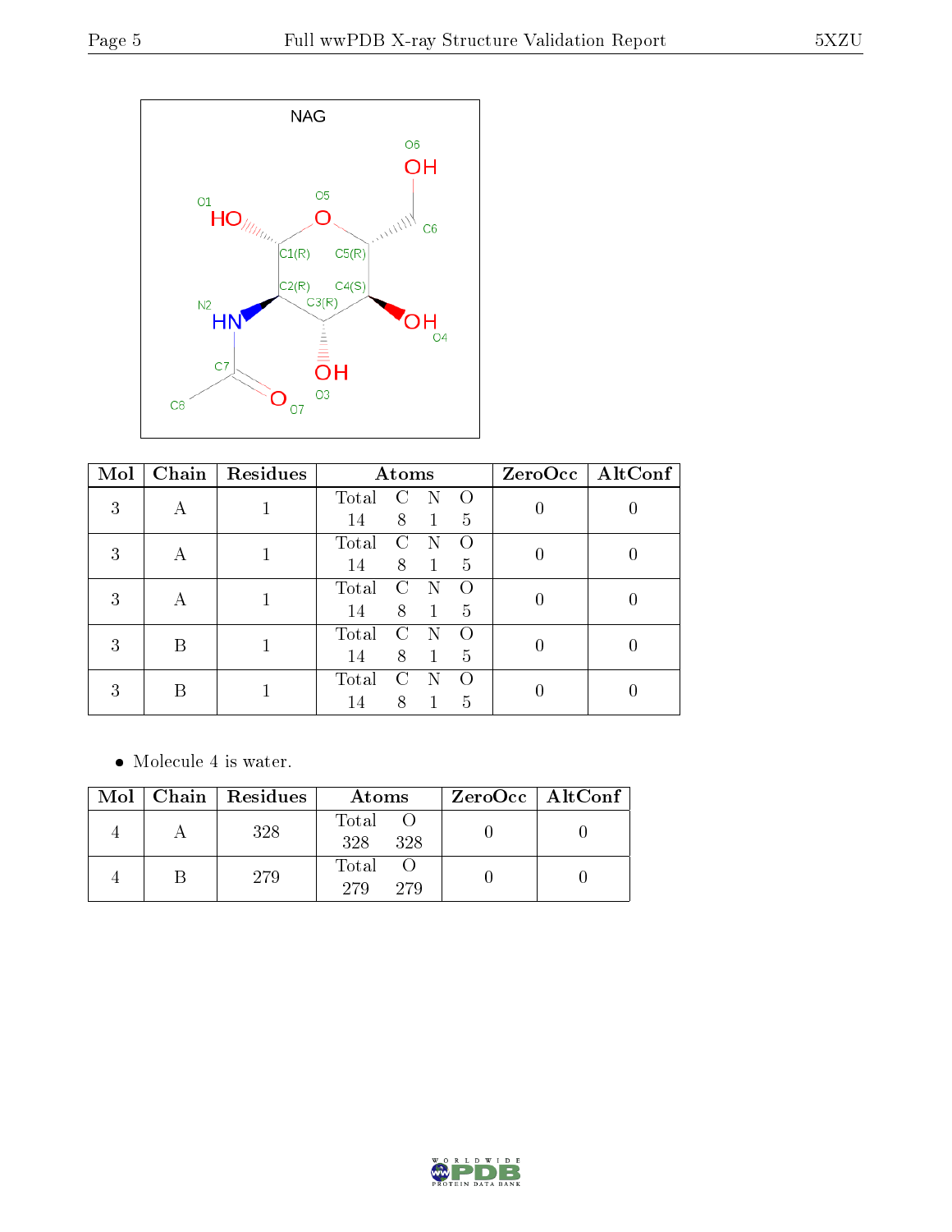| Mol | Chain | Residues | Atoms | ZeroOcc | AltConf |
|---|---|---|---|---|---|
| 3 | A | 1 | Total C N O<br>14 8 1 5 | 0 | 0 |
| 3 | A | 1 | Total C N O<br>14 8 1 5 | 0 | 0 |
| 3 | A | 1 | Total C N O<br>14 8 1 5 | 0 | 0 |
| 3 | B | 1 | Total C N O<br>14 8 1 5 | 0 | 0 |
| 3 | B | 1 | Total C N O<br>14 8 1 5 | 0 | 0 |

- Molecule 4 is water.

| Mol | Chain | Residues | Atoms | ZeroOcc | AltConf |
|---|---|---|---|---|---|
| 4 | A | 328 | Total O<br>328 328 | 0 | 0 |
| 4 | B | 279 | Total O<br>279 279 | 0 | 0 |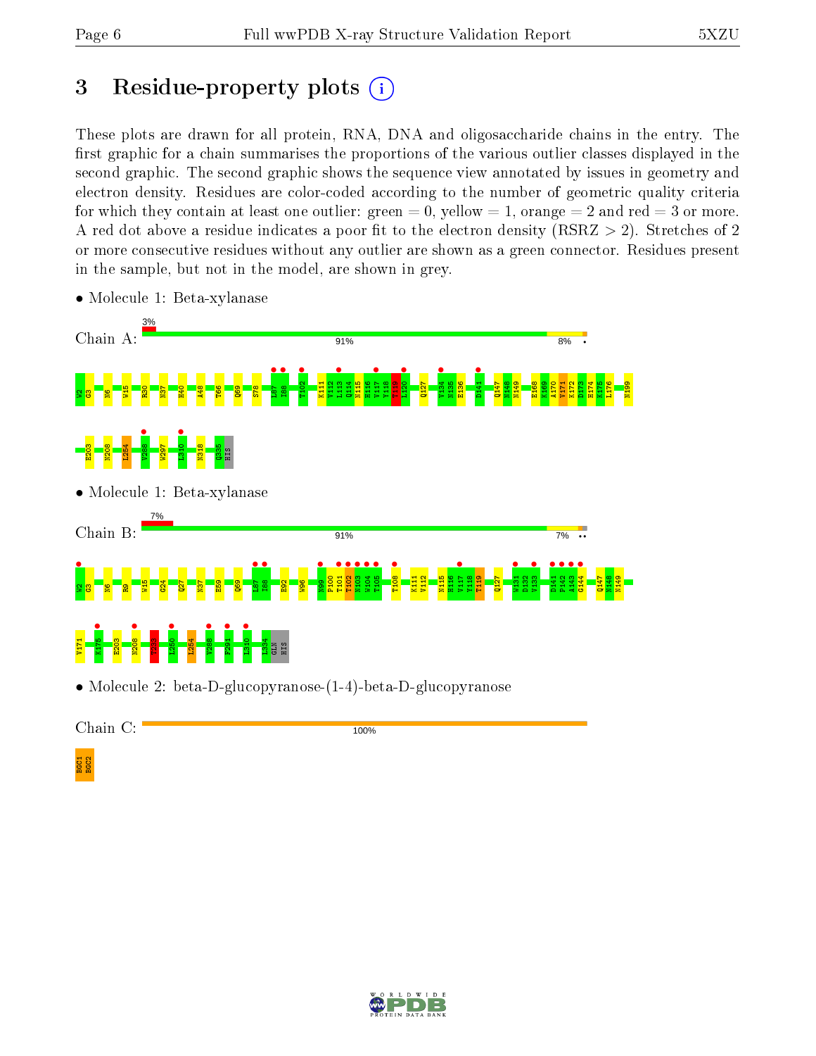# 3 Residue-property plots

These plots are drawn for all protein, RNA, DNA and oligosaccharide chains in the entry. The first graphic for a chain summarises the proportions of the various outlier classes displayed in the second graphic. The second graphic shows the sequence view annotated by issues in geometry and electron density. Residues are color-coded according to the number of geometric quality criteria for which they contain at least one outlier: green = 0, yellow = 1, orange = 2 and red = 3 or more. A red dot above a residue indicates a poor fit to the electron density (RSRZ > 2). Stretches of 2 or more consecutive residues without any outlier are shown as a green connector. Residues present in the sample, but not in the model, are shown in grey.

- Molecule 1: Beta-xylanase

Chain A: 3% | 91% | 8% •

W2 G3 N6 W15 R30 N37 H40 A48 T66 Q69 S78 L87 I88 T102 K111 V112 L113 Q114 N115 H116 V117 Y118 T119 L120 Q127 V134 N135 E136 D141 Q147 N148 N149 E168 K169 A170 V171 K172 D173 H174 K175 L176 N199 E203 N208 L254 V288 W297 L310 N318 Q335 HIS

- Molecule 1: Beta-xylanase

Chain B: 7% | 91% | 7% ••

W2 G3 N6 R9 W15 G24 Q27 N37 E59 Q69 L87 I88 E92 W96 N99 P100 T101 T102 N103 W104 T105 T108 K111 V112 N115 H116 V117 Y118 T119 Q127 W131 D132 V133 D141 P142 A143 G144 Q147 N148 N149 V171 K175 E203 N208 T238 L250 L254 V288 F291 L310 L334 GLN HIS

- Molecule 2: beta-D-glucopyranose-(1-4)-beta-D-glucopyranose

Chain C: 100%

BGC1 BGC2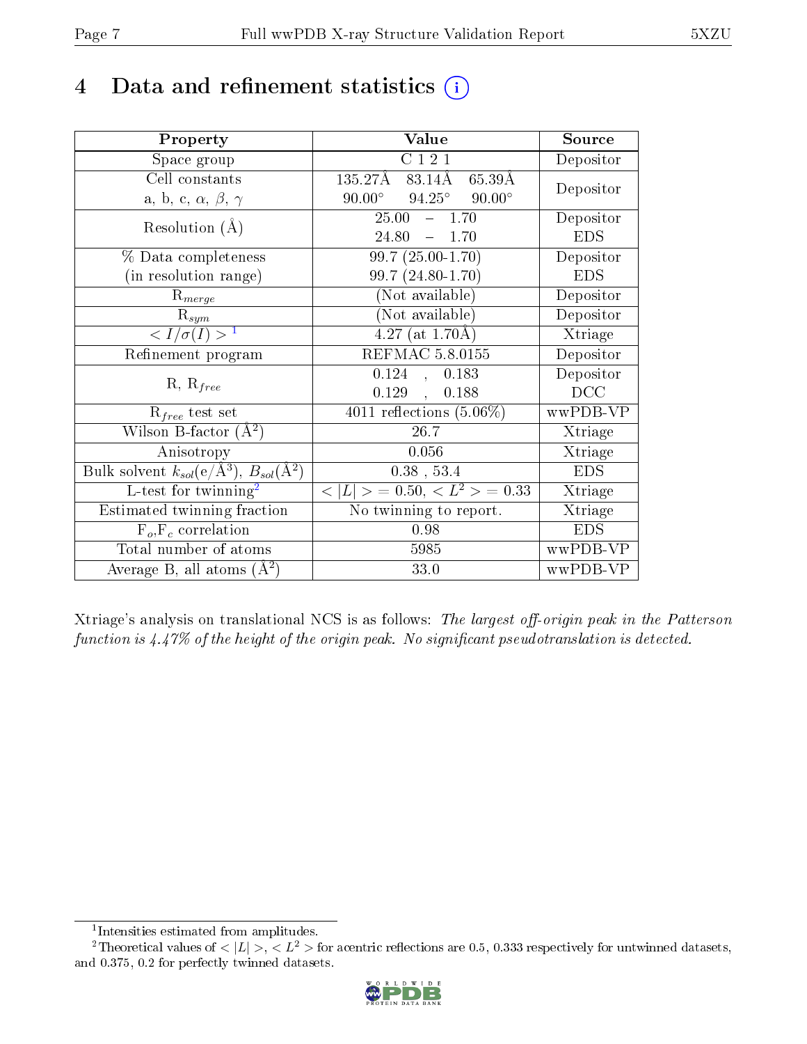# 4 Data and refinement statistics

| Property | Value | Source |
|---|---|---|
| Space group | C 1 2 1 | Depositor |
| Cell constants<br>a, b, c, $\alpha$, $\beta$, $\gamma$ | 135.27Å 83.14Å 65.39Å<br>90.00° 94.25° 90.00° | Depositor |
| Resolution (Å) | 25.00 – 1.70<br>24.80 – 1.70 | Depositor<br>EDS |
| % Data completeness<br>(in resolution range) | 99.7 (25.00-1.70)<br>99.7 (24.80-1.70) | Depositor<br>EDS |
| $R_{merge}$ | (Not available) | Depositor |
| $R_{sym}$ | (Not available) | Depositor |
| $< I/\sigma(I) >$ [1] | 4.27 (at 1.70Å) | Xtriage |
| Refinement program | REFMAC 5.8.0155 | Depositor |
| R, $R_{free}$ | 0.124 , 0.183<br>0.129 , 0.188 | Depositor<br>DCC |
| $R_{free}$ test set | 4011 reflections (5.06%) | wwPDB-VP |
| Wilson B-factor (Å$^2$) | 26.7 | Xtriage |
| Anisotropy | 0.056 | Xtriage |
| Bulk solvent $k_{sol}$(e/Å$^3$), $B_{sol}$(Å$^2$) | 0.38 , 53.4 | EDS |
| L-test for twinning[2] | $< \|L\| >$ = 0.50, $< L^2 >$ = 0.33 | Xtriage |
| Estimated twinning fraction | No twinning to report. | Xtriage |
| $F_o$,$F_c$ correlation | 0.98 | EDS |
| Total number of atoms | 5985 | wwPDB-VP |
| Average B, all atoms (Å$^2$) | 33.0 | wwPDB-VP |

Xtriage's analysis on translational NCS is as follows: *The largest off-origin peak in the Patterson function is 4.47% of the height of the origin peak. No significant pseudotranslation is detected.*

[1] Intensities estimated from amplitudes.

[2] Theoretical values of $< |L| >$, $< L^2 >$ for acentric reflections are 0.5, 0.333 respectively for untwinned datasets, and 0.375, 0.2 for perfectly twinned datasets.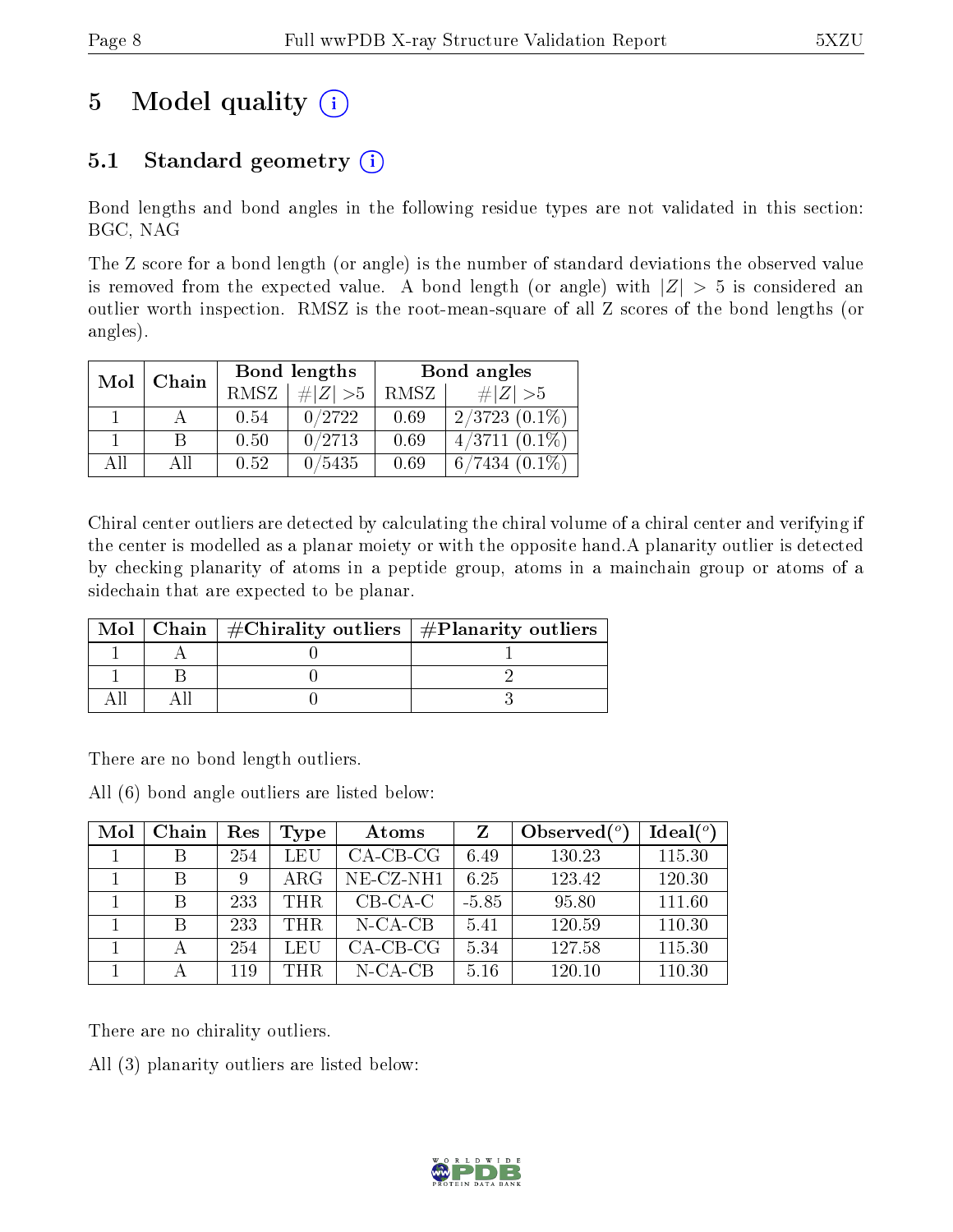# 5 Model quality (i)

## 5.1 Standard geometry (i)

Bond lengths and bond angles in the following residue types are not validated in this section: BGC, NAG

The Z score for a bond length (or angle) is the number of standard deviations the observed value is removed from the expected value. A bond length (or angle) with $|Z| > 5$ is considered an outlier worth inspection. RMSZ is the root-mean-square of all Z scores of the bond lengths (or angles).

| Mol | Chain | Bond lengths | | Bond angles | |
|---|---|---|---|---|---|
| | | RMSZ | #$\|Z\|$ >5 | RMSZ | #$\|Z\|$ >5 |
| 1 | A | 0.54 | 0/2722 | 0.69 | 2/3723 (0.1%) |
| 1 | B | 0.50 | 0/2713 | 0.69 | 4/3711 (0.1%) |
| All | All | 0.52 | 0/5435 | 0.69 | 6/7434 (0.1%) |

Chiral center outliers are detected by calculating the chiral volume of a chiral center and verifying if the center is modelled as a planar moiety or with the opposite hand.A planarity outlier is detected by checking planarity of atoms in a peptide group, atoms in a mainchain group or atoms of a sidechain that are expected to be planar.

| Mol | Chain | #Chirality outliers | #Planarity outliers |
|---|---|---|---|
| 1 | A | 0 | 1 |
| 1 | B | 0 | 2 |
| All | All | 0 | 3 |

There are no bond length outliers.

All (6) bond angle outliers are listed below:

| Mol | Chain | Res | Type | Atoms | Z | Observed($^o$) | Ideal($^o$) |
|---|---|---|---|---|---|---|---|
| 1 | B | 254 | LEU | CA-CB-CG | 6.49 | 130.23 | 115.30 |
| 1 | B | 9 | ARG | NE-CZ-NH1 | 6.25 | 123.42 | 120.30 |
| 1 | B | 233 | THR | CB-CA-C | -5.85 | 95.80 | 111.60 |
| 1 | B | 233 | THR | N-CA-CB | 5.41 | 120.59 | 110.30 |
| 1 | A | 254 | LEU | CA-CB-CG | 5.34 | 127.58 | 115.30 |
| 1 | A | 119 | THR | N-CA-CB | 5.16 | 120.10 | 110.30 |

There are no chirality outliers.

All (3) planarity outliers are listed below: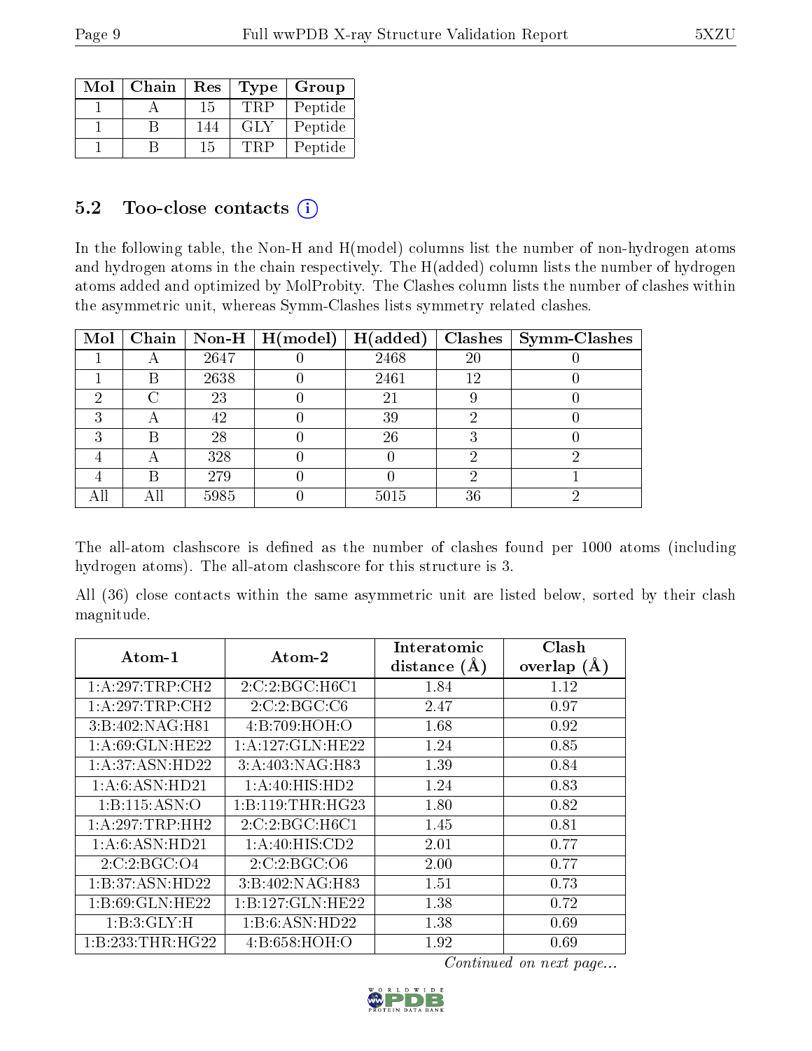| Mol | Chain | Res | Type | Group |
|---|---|---|---|---|
| 1 | A | 15 | TRP | Peptide |
| 1 | B | 144 | GLY | Peptide |
| 1 | B | 15 | TRP | Peptide |

### 5.2 Too-close contacts

In the following table, the Non-H and H(model) columns list the number of non-hydrogen atoms and hydrogen atoms in the chain respectively. The H(added) column lists the number of hydrogen atoms added and optimized by MolProbity. The Clashes column lists the number of clashes within the asymmetric unit, whereas Symm-Clashes lists symmetry related clashes.

| Mol | Chain | Non-H | H(model) | H(added) | Clashes | Symm-Clashes |
|---|---|---|---|---|---|---|
| 1 | A | 2647 | 0 | 2468 | 20 | 0 |
| 1 | B | 2638 | 0 | 2461 | 12 | 0 |
| 2 | C | 23 | 0 | 21 | 9 | 0 |
| 3 | A | 42 | 0 | 39 | 2 | 0 |
| 3 | B | 28 | 0 | 26 | 3 | 0 |
| 4 | A | 328 | 0 | 0 | 2 | 2 |
| 4 | B | 279 | 0 | 0 | 2 | 1 |
| All | All | 5985 | 0 | 5015 | 36 | 2 |

The all-atom clashscore is defined as the number of clashes found per 1000 atoms (including hydrogen atoms). The all-atom clashscore for this structure is 3.

All (36) close contacts within the same asymmetric unit are listed below, sorted by their clash magnitude.

| Atom-1 | Atom-2 | Interatomic distance (Å) | Clash overlap (Å) |
|---|---|---|---|
| 1:A:297:TRP:CH2 | 2:C:2:BGC:H6C1 | 1.84 | 1.12 |
| 1:A:297:TRP:CH2 | 2:C:2:BGC:C6 | 2.47 | 0.97 |
| 3:B:402:NAG:H81 | 4:B:709:HOH:O | 1.68 | 0.92 |
| 1:A:69:GLN:HE22 | 1:A:127:GLN:HE22 | 1.24 | 0.85 |
| 1:A:37:ASN:HD22 | 3:A:403:NAG:H83 | 1.39 | 0.84 |
| 1:A:6:ASN:HD21 | 1:A:40:HIS:HD2 | 1.24 | 0.83 |
| 1:B:115:ASN:O | 1:B:119:THR:HG23 | 1.80 | 0.82 |
| 1:A:297:TRP:HH2 | 2:C:2:BGC:H6C1 | 1.45 | 0.81 |
| 1:A:6:ASN:HD21 | 1:A:40:HIS:CD2 | 2.01 | 0.77 |
| 2:C:2:BGC:O4 | 2:C:2:BGC:O6 | 2.00 | 0.77 |
| 1:B:37:ASN:HD22 | 3:B:402:NAG:H83 | 1.51 | 0.73 |
| 1:B:69:GLN:HE22 | 1:B:127:GLN:HE22 | 1.38 | 0.72 |
| 1:B:3:GLY:H | 1:B:6:ASN:HD22 | 1.38 | 0.69 |
| 1:B:233:THR:HG22 | 4:B:658:HOH:O | 1.92 | 0.69 |

*Continued on next page...*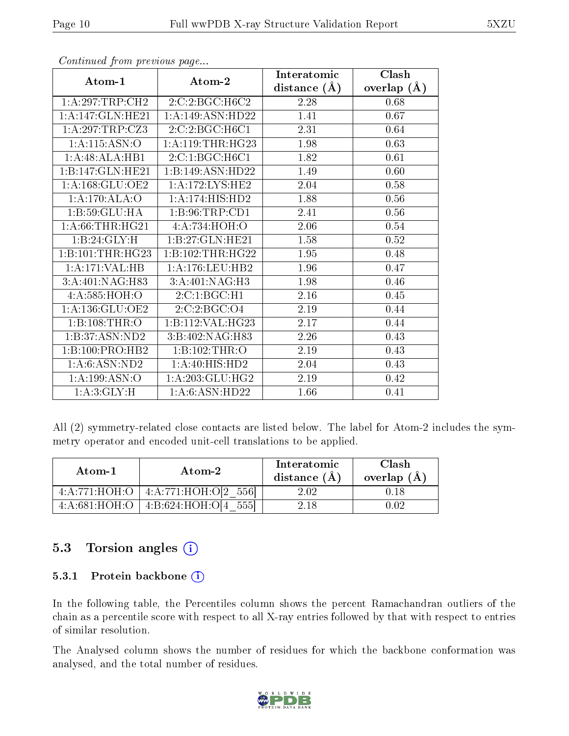*Continued from previous page...*

| Atom-1 | Atom-2 | Interatomic distance (Å) | Clash overlap (Å) |
|---|---|---|---|
| 1:A:297:TRP:CH2 | 2:C:2:BGC:H6C2 | 2.28 | 0.68 |
| 1:A:147:GLN:HE21 | 1:A:149:ASN:HD22 | 1.41 | 0.67 |
| 1:A:297:TRP:CZ3 | 2:C:2:BGC:H6C1 | 2.31 | 0.64 |
| 1:A:115:ASN:O | 1:A:119:THR:HG23 | 1.98 | 0.63 |
| 1:A:48:ALA:HB1 | 2:C:1:BGC:H6C1 | 1.82 | 0.61 |
| 1:B:147:GLN:HE21 | 1:B:149:ASN:HD22 | 1.49 | 0.60 |
| 1:A:168:GLU:OE2 | 1:A:172:LYS:HE2 | 2.04 | 0.58 |
| 1:A:170:ALA:O | 1:A:174:HIS:HD2 | 1.88 | 0.56 |
| 1:B:59:GLU:HA | 1:B:96:TRP:CD1 | 2.41 | 0.56 |
| 1:A:66:THR:HG21 | 4:A:734:HOH:O | 2.06 | 0.54 |
| 1:B:24:GLY:H | 1:B:27:GLN:HE21 | 1.58 | 0.52 |
| 1:B:101:THR:HG23 | 1:B:102:THR:HG22 | 1.95 | 0.48 |
| 1:A:171:VAL:HB | 1:A:176:LEU:HB2 | 1.96 | 0.47 |
| 3:A:401:NAG:H83 | 3:A:401:NAG:H3 | 1.98 | 0.46 |
| 4:A:585:HOH:O | 2:C:1:BGC:H1 | 2.16 | 0.45 |
| 1:A:136:GLU:OE2 | 2:C:2:BGC:O4 | 2.19 | 0.44 |
| 1:B:108:THR:O | 1:B:112:VAL:HG23 | 2.17 | 0.44 |
| 1:B:37:ASN:ND2 | 3:B:402:NAG:H83 | 2.26 | 0.43 |
| 1:B:100:PRO:HB2 | 1:B:102:THR:O | 2.19 | 0.43 |
| 1:A:6:ASN:ND2 | 1:A:40:HIS:HD2 | 2.04 | 0.43 |
| 1:A:199:ASN:O | 1:A:203:GLU:HG2 | 2.19 | 0.42 |
| 1:A:3:GLY:H | 1:A:6:ASN:HD22 | 1.66 | 0.41 |

All (2) symmetry-related close contacts are listed below. The label for Atom-2 includes the symmetry operator and encoded unit-cell translations to be applied.

| Atom-1 | Atom-2 | Interatomic distance (Å) | Clash overlap (Å) |
|---|---|---|---|
| 4:A:771:HOH:O | 4:A:771:HOH:O[2_556] | 2.02 | 0.18 |
| 4:A:681:HOH:O | 4:B:624:HOH:O[4_555] | 2.18 | 0.02 |

## 5.3 Torsion angles

### 5.3.1 Protein backbone

In the following table, the Percentiles column shows the percent Ramachandran outliers of the chain as a percentile score with respect to all X-ray entries followed by that with respect to entries of similar resolution.

The Analysed column shows the number of residues for which the backbone conformation was analysed, and the total number of residues.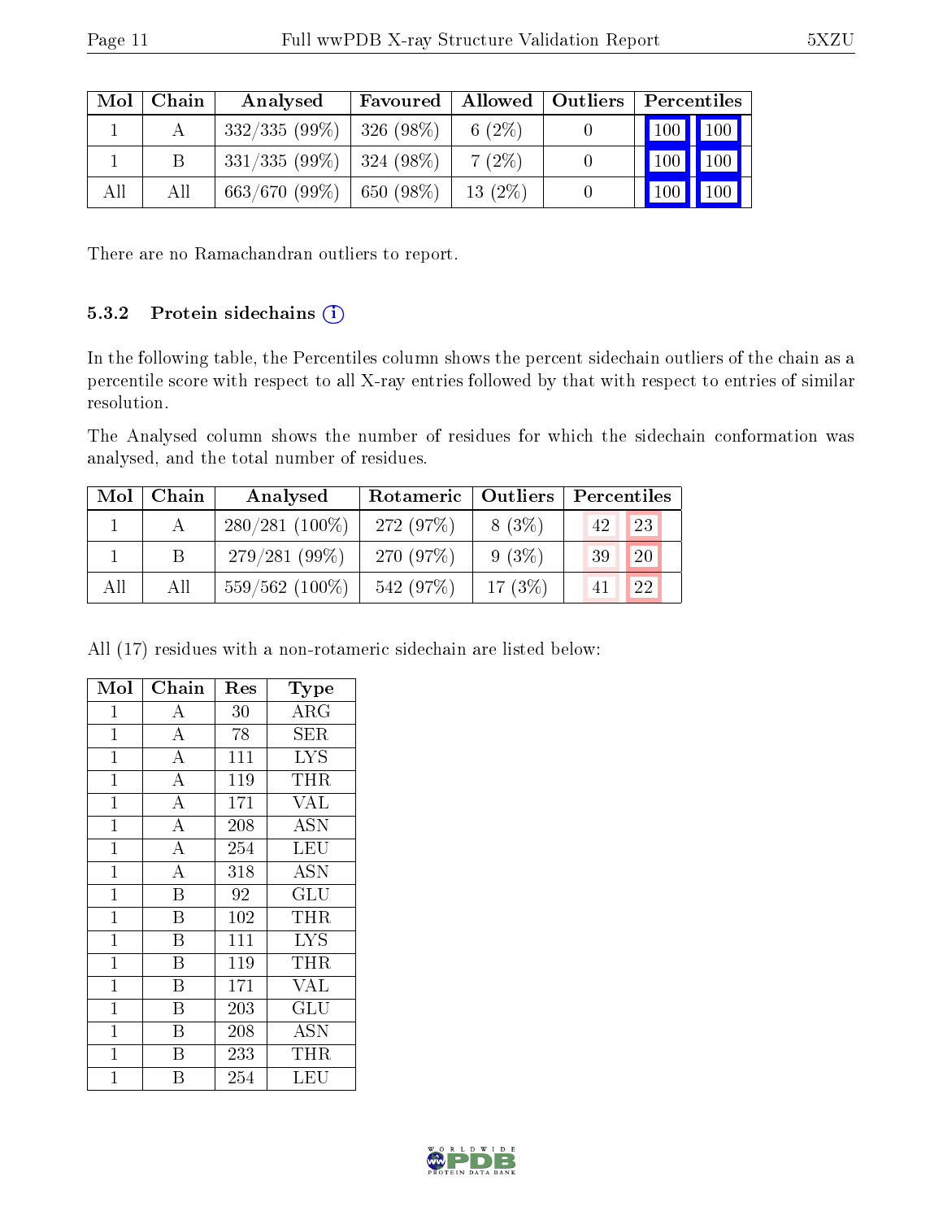| Mol | Chain | Analysed | Favoured | Allowed | Outliers | Percentiles | |
|---|---|---|---|---|---|---|---|
| 1 | A | 332/335 (99%) | 326 (98%) | 6 (2%) | 0 | 100 | 100 |
| 1 | B | 331/335 (99%) | 324 (98%) | 7 (2%) | 0 | 100 | 100 |
| All | All | 663/670 (99%) | 650 (98%) | 13 (2%) | 0 | 100 | 100 |

There are no Ramachandran outliers to report.

### 5.3.2 Protein sidechains

In the following table, the Percentiles column shows the percent sidechain outliers of the chain as a percentile score with respect to all X-ray entries followed by that with respect to entries of similar resolution.

The Analysed column shows the number of residues for which the sidechain conformation was analysed, and the total number of residues.

| Mol | Chain | Analysed | Rotameric | Outliers | Percentiles | |
|---|---|---|---|---|---|---|
| 1 | A | 280/281 (100%) | 272 (97%) | 8 (3%) | 42 | 23 |
| 1 | B | 279/281 (99%) | 270 (97%) | 9 (3%) | 39 | 20 |
| All | All | 559/562 (100%) | 542 (97%) | 17 (3%) | 41 | 22 |

All (17) residues with a non-rotameric sidechain are listed below:

| Mol | Chain | Res | Type |
|---|---|---|---|
| 1 | A | 30 | ARG |
| 1 | A | 78 | SER |
| 1 | A | 111 | LYS |
| 1 | A | 119 | THR |
| 1 | A | 171 | VAL |
| 1 | A | 208 | ASN |
| 1 | A | 254 | LEU |
| 1 | A | 318 | ASN |
| 1 | B | 92 | GLU |
| 1 | B | 102 | THR |
| 1 | B | 111 | LYS |
| 1 | B | 119 | THR |
| 1 | B | 171 | VAL |
| 1 | B | 203 | GLU |
| 1 | B | 208 | ASN |
| 1 | B | 233 | THR |
| 1 | B | 254 | LEU |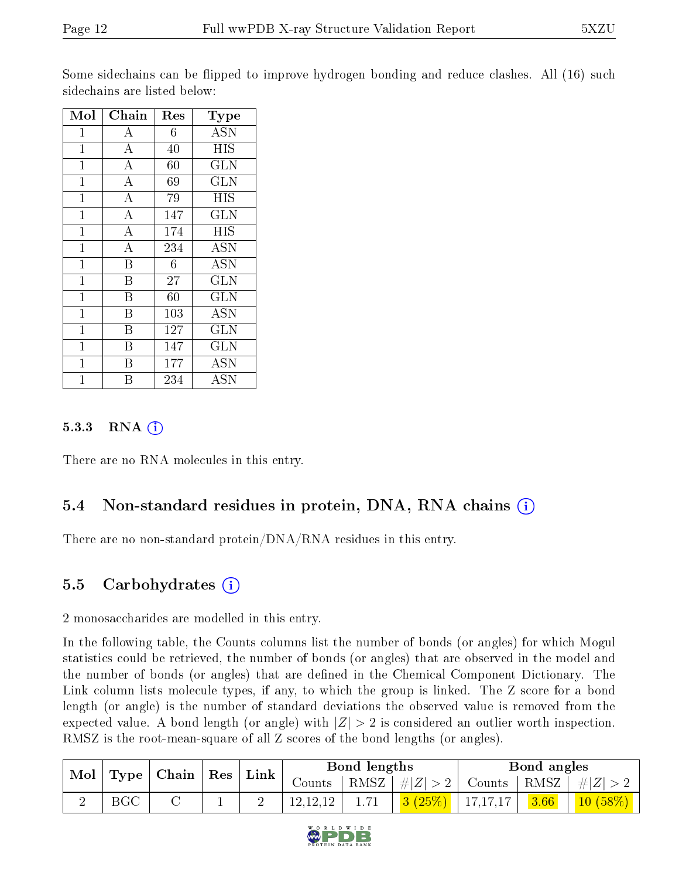Some sidechains can be flipped to improve hydrogen bonding and reduce clashes. All (16) such sidechains are listed below:

| Mol | Chain | Res | Type |
|---|---|---|---|
| 1 | A | 6 | ASN |
| 1 | A | 40 | HIS |
| 1 | A | 60 | GLN |
| 1 | A | 69 | GLN |
| 1 | A | 79 | HIS |
| 1 | A | 147 | GLN |
| 1 | A | 174 | HIS |
| 1 | A | 234 | ASN |
| 1 | B | 6 | ASN |
| 1 | B | 27 | GLN |
| 1 | B | 60 | GLN |
| 1 | B | 103 | ASN |
| 1 | B | 127 | GLN |
| 1 | B | 147 | GLN |
| 1 | B | 177 | ASN |
| 1 | B | 234 | ASN |

#### 5.3.3 RNA

There are no RNA molecules in this entry.

### 5.4 Non-standard residues in protein, DNA, RNA chains

There are no non-standard protein/DNA/RNA residues in this entry.

### 5.5 Carbohydrates

2 monosaccharides are modelled in this entry.

In the following table, the Counts columns list the number of bonds (or angles) for which Mogul statistics could be retrieved, the number of bonds (or angles) that are observed in the model and the number of bonds (or angles) that are defined in the Chemical Component Dictionary. The Link column lists molecule types, if any, to which the group is linked. The Z score for a bond length (or angle) is the number of standard deviations the observed value is removed from the expected value. A bond length (or angle) with $|Z| > 2$ is considered an outlier worth inspection. RMSZ is the root-mean-square of all Z scores of the bond lengths (or angles).

| Mol | Type | Chain | Res | Link | Bond lengths | | | Bond angles | | |
|---|---|---|---|---|---|---|---|---|---|---|
| | | | | | Counts | RMSZ | $\#\|Z\| > 2$ | Counts | RMSZ | $\#\|Z\| > 2$ |
| 2 | BGC | C | 1 | 2 | 12,12,12 | 1.71 | 3 (25%) | 17,17,17 | 3.66 | 10 (58%) |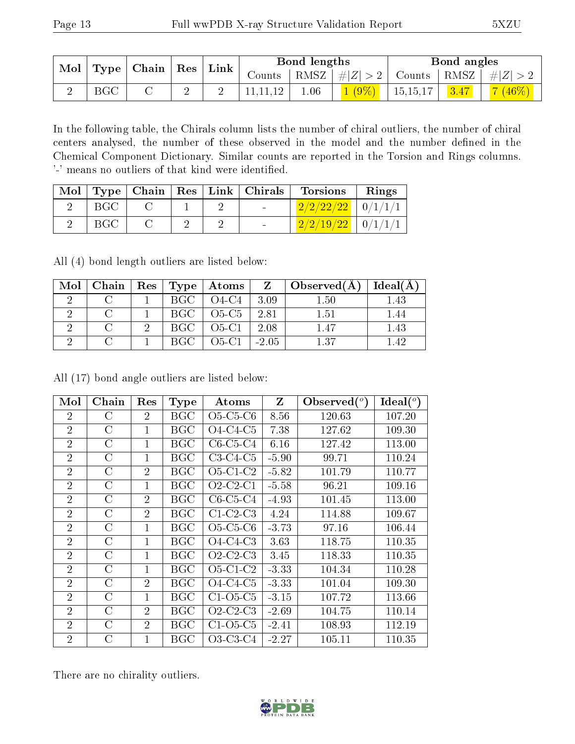| Mol | Type | Chain | Res | Link | Bond lengths | | | Bond angles | | |
|---|---|---|---|---|---|---|---|---|---|---|
| | | | | | Counts | RMSZ | #\|Z\| > 2 | Counts | RMSZ | #\|Z\| > 2 |
| 2 | BGC | C | 2 | 2 | 11,11,12 | 1.06 | 1 (9%) | 15,15,17 | 3.47 | 7 (46%) |

In the following table, the Chirals column lists the number of chiral outliers, the number of chiral centers analysed, the number of these observed in the model and the number defined in the Chemical Component Dictionary. Similar counts are reported in the Torsion and Rings columns. '-' means no outliers of that kind were identified.

| Mol | Type | Chain | Res | Link | Chirals | Torsions | Rings |
|---|---|---|---|---|---|---|---|
| 2 | BGC | C | 1 | 2 | - | 2/2/22/22 | 0/1/1/1 |
| 2 | BGC | C | 2 | 2 | - | 2/2/19/22 | 0/1/1/1 |

All (4) bond length outliers are listed below:

| Mol | Chain | Res | Type | Atoms | Z | Observed(Å) | Ideal(Å) |
|---|---|---|---|---|---|---|---|
| 2 | C | 1 | BGC | O4-C4 | 3.09 | 1.50 | 1.43 |
| 2 | C | 1 | BGC | O5-C5 | 2.81 | 1.51 | 1.44 |
| 2 | C | 2 | BGC | O5-C1 | 2.08 | 1.47 | 1.43 |
| 2 | C | 1 | BGC | O5-C1 | -2.05 | 1.37 | 1.42 |

All (17) bond angle outliers are listed below:

| Mol | Chain | Res | Type | Atoms | Z | Observed(°) | Ideal(°) |
|---|---|---|---|---|---|---|---|
| 2 | C | 2 | BGC | O5-C5-C6 | 8.56 | 120.63 | 107.20 |
| 2 | C | 1 | BGC | O4-C4-C5 | 7.38 | 127.62 | 109.30 |
| 2 | C | 1 | BGC | C6-C5-C4 | 6.16 | 127.42 | 113.00 |
| 2 | C | 1 | BGC | C3-C4-C5 | -5.90 | 99.71 | 110.24 |
| 2 | C | 2 | BGC | O5-C1-C2 | -5.82 | 101.79 | 110.77 |
| 2 | C | 1 | BGC | O2-C2-C1 | -5.58 | 96.21 | 109.16 |
| 2 | C | 2 | BGC | C6-C5-C4 | -4.93 | 101.45 | 113.00 |
| 2 | C | 2 | BGC | C1-C2-C3 | 4.24 | 114.88 | 109.67 |
| 2 | C | 1 | BGC | O5-C5-C6 | -3.73 | 97.16 | 106.44 |
| 2 | C | 1 | BGC | O4-C4-C3 | 3.63 | 118.75 | 110.35 |
| 2 | C | 1 | BGC | O2-C2-C3 | 3.45 | 118.33 | 110.35 |
| 2 | C | 1 | BGC | O5-C1-C2 | -3.33 | 104.34 | 110.28 |
| 2 | C | 2 | BGC | O4-C4-C5 | -3.33 | 101.04 | 109.30 |
| 2 | C | 1 | BGC | C1-O5-C5 | -3.15 | 107.72 | 113.66 |
| 2 | C | 2 | BGC | O2-C2-C3 | -2.69 | 104.75 | 110.14 |
| 2 | C | 2 | BGC | C1-O5-C5 | -2.41 | 108.93 | 112.19 |
| 2 | C | 1 | BGC | O3-C3-C4 | -2.27 | 105.11 | 110.35 |

There are no chirality outliers.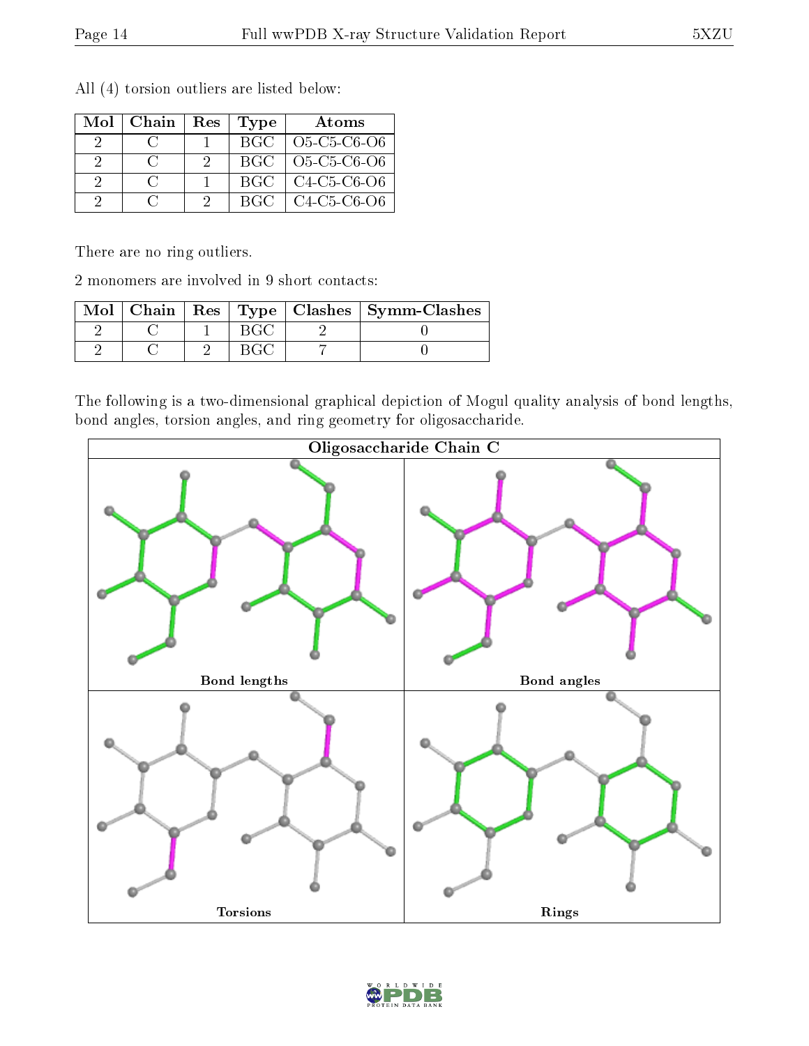All (4) torsion outliers are listed below:

| Mol | Chain | Res | Type | Atoms |
|---|---|---|---|---|
| 2 | C | 1 | BGC | O5-C5-C6-O6 |
| 2 | C | 2 | BGC | O5-C5-C6-O6 |
| 2 | C | 1 | BGC | C4-C5-C6-O6 |
| 2 | C | 2 | BGC | C4-C5-C6-O6 |

There are no ring outliers.

2 monomers are involved in 9 short contacts:

| Mol | Chain | Res | Type | Clashes | Symm-Clashes |
|---|---|---|---|---|---|
| 2 | C | 1 | BGC | 2 | 0 |
| 2 | C | 2 | BGC | 7 | 0 |

The following is a two-dimensional graphical depiction of Mogul quality analysis of bond lengths, bond angles, torsion angles, and ring geometry for oligosaccharide.

Oligosaccharide Chain C

Bond lengths | Bond angles | Torsions | Rings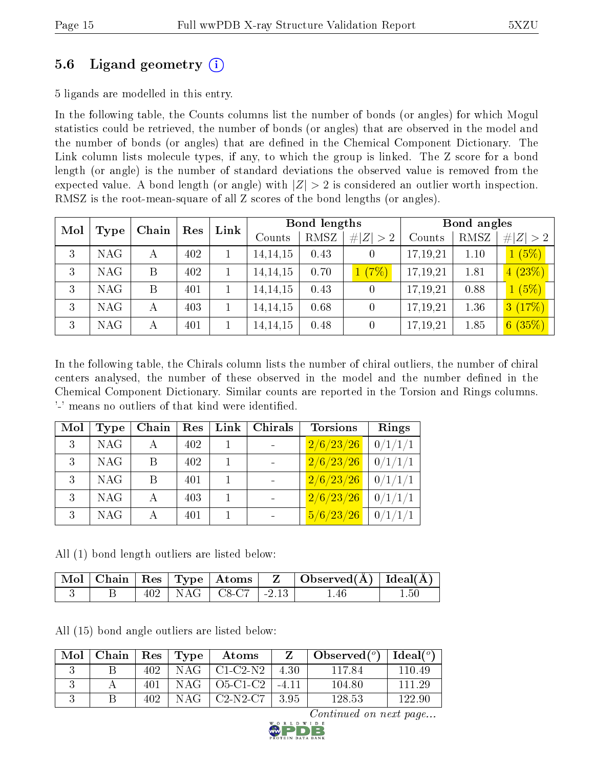## 5.6 Ligand geometry (i)

5 ligands are modelled in this entry.

In the following table, the Counts columns list the number of bonds (or angles) for which Mogul statistics could be retrieved, the number of bonds (or angles) that are observed in the model and the number of bonds (or angles) that are defined in the Chemical Component Dictionary. The Link column lists molecule types, if any, to which the group is linked. The Z score for a bond length (or angle) is the number of standard deviations the observed value is removed from the expected value. A bond length (or angle) with |Z| > 2 is considered an outlier worth inspection. RMSZ is the root-mean-square of all Z scores of the bond lengths (or angles).

| Mol | Type | Chain | Res | Link | Bond lengths | | | Bond angles | | |
|---|---|---|---|---|---|---|---|---|---|---|
| | | | | | Counts | RMSZ | #\|Z\| > 2 | Counts | RMSZ | #\|Z\| > 2 |
| 3 | NAG | A | 402 | 1 | 14,14,15 | 0.43 | 0 | 17,19,21 | 1.10 | 1 (5%) |
| 3 | NAG | B | 402 | 1 | 14,14,15 | 0.70 | 1 (7%) | 17,19,21 | 1.81 | 4 (23%) |
| 3 | NAG | B | 401 | 1 | 14,14,15 | 0.43 | 0 | 17,19,21 | 0.88 | 1 (5%) |
| 3 | NAG | A | 403 | 1 | 14,14,15 | 0.68 | 0 | 17,19,21 | 1.36 | 3 (17%) |
| 3 | NAG | A | 401 | 1 | 14,14,15 | 0.48 | 0 | 17,19,21 | 1.85 | 6 (35%) |

In the following table, the Chirals column lists the number of chiral outliers, the number of chiral centers analysed, the number of these observed in the model and the number defined in the Chemical Component Dictionary. Similar counts are reported in the Torsion and Rings columns. '-' means no outliers of that kind were identified.

| Mol | Type | Chain | Res | Link | Chirals | Torsions | Rings |
|---|---|---|---|---|---|---|---|
| 3 | NAG | A | 402 | 1 | - | 2/6/23/26 | 0/1/1/1 |
| 3 | NAG | B | 402 | 1 | - | 2/6/23/26 | 0/1/1/1 |
| 3 | NAG | B | 401 | 1 | - | 2/6/23/26 | 0/1/1/1 |
| 3 | NAG | A | 403 | 1 | - | 2/6/23/26 | 0/1/1/1 |
| 3 | NAG | A | 401 | 1 | - | 5/6/23/26 | 0/1/1/1 |

All (1) bond length outliers are listed below:

| Mol | Chain | Res | Type | Atoms | Z | Observed(Å) | Ideal(Å) |
|---|---|---|---|---|---|---|---|
| 3 | B | 402 | NAG | C8-C7 | -2.13 | 1.46 | 1.50 |

All (15) bond angle outliers are listed below:

| Mol | Chain | Res | Type | Atoms | Z | Observed(°) | Ideal(°) |
|---|---|---|---|---|---|---|---|
| 3 | B | 402 | NAG | C1-C2-N2 | 4.30 | 117.84 | 110.49 |
| 3 | A | 401 | NAG | O5-C1-C2 | -4.11 | 104.80 | 111.29 |
| 3 | B | 402 | NAG | C2-N2-C7 | 3.95 | 128.53 | 122.90 |

*Continued on next page...*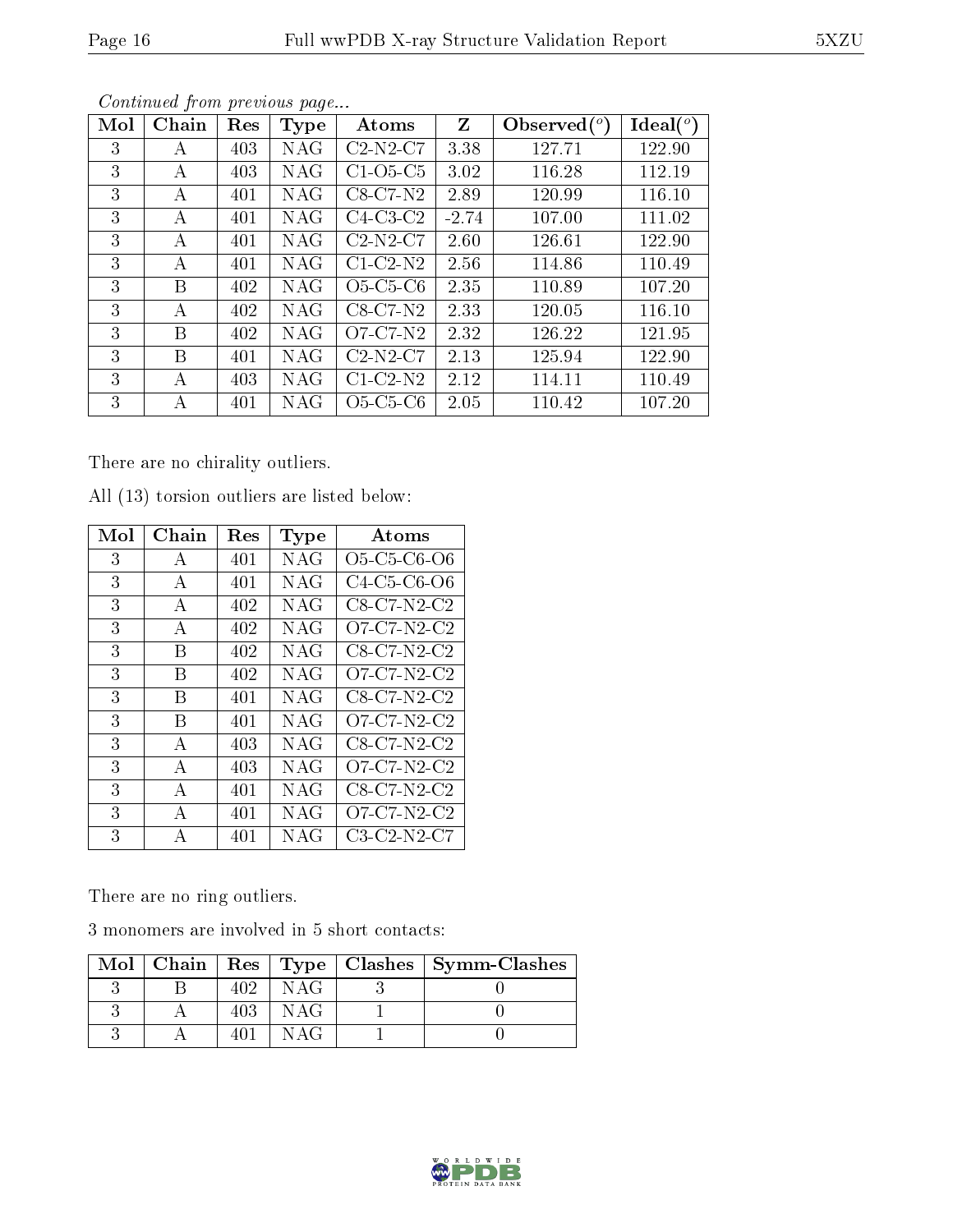*Continued from previous page...*

| Mol | Chain | Res | Type | Atoms | Z | Observed(°) | Ideal(°) |
|---|---|---|---|---|---|---|---|
| 3 | A | 403 | NAG | C2-N2-C7 | 3.38 | 127.71 | 122.90 |
| 3 | A | 403 | NAG | C1-O5-C5 | 3.02 | 116.28 | 112.19 |
| 3 | A | 401 | NAG | C8-C7-N2 | 2.89 | 120.99 | 116.10 |
| 3 | A | 401 | NAG | C4-C3-C2 | -2.74 | 107.00 | 111.02 |
| 3 | A | 401 | NAG | C2-N2-C7 | 2.60 | 126.61 | 122.90 |
| 3 | A | 401 | NAG | C1-C2-N2 | 2.56 | 114.86 | 110.49 |
| 3 | B | 402 | NAG | O5-C5-C6 | 2.35 | 110.89 | 107.20 |
| 3 | A | 402 | NAG | C8-C7-N2 | 2.33 | 120.05 | 116.10 |
| 3 | B | 402 | NAG | O7-C7-N2 | 2.32 | 126.22 | 121.95 |
| 3 | B | 401 | NAG | C2-N2-C7 | 2.13 | 125.94 | 122.90 |
| 3 | A | 403 | NAG | C1-C2-N2 | 2.12 | 114.11 | 110.49 |
| 3 | A | 401 | NAG | O5-C5-C6 | 2.05 | 110.42 | 107.20 |

There are no chirality outliers.

All (13) torsion outliers are listed below:

| Mol | Chain | Res | Type | Atoms |
|---|---|---|---|---|
| 3 | A | 401 | NAG | O5-C5-C6-O6 |
| 3 | A | 401 | NAG | C4-C5-C6-O6 |
| 3 | A | 402 | NAG | C8-C7-N2-C2 |
| 3 | A | 402 | NAG | O7-C7-N2-C2 |
| 3 | B | 402 | NAG | C8-C7-N2-C2 |
| 3 | B | 402 | NAG | O7-C7-N2-C2 |
| 3 | B | 401 | NAG | C8-C7-N2-C2 |
| 3 | B | 401 | NAG | O7-C7-N2-C2 |
| 3 | A | 403 | NAG | C8-C7-N2-C2 |
| 3 | A | 403 | NAG | O7-C7-N2-C2 |
| 3 | A | 401 | NAG | C8-C7-N2-C2 |
| 3 | A | 401 | NAG | O7-C7-N2-C2 |
| 3 | A | 401 | NAG | C3-C2-N2-C7 |

There are no ring outliers.

3 monomers are involved in 5 short contacts:

| Mol | Chain | Res | Type | Clashes | Symm-Clashes |
|---|---|---|---|---|---|
| 3 | B | 402 | NAG | 3 | 0 |
| 3 | A | 403 | NAG | 1 | 0 |
| 3 | A | 401 | NAG | 1 | 0 |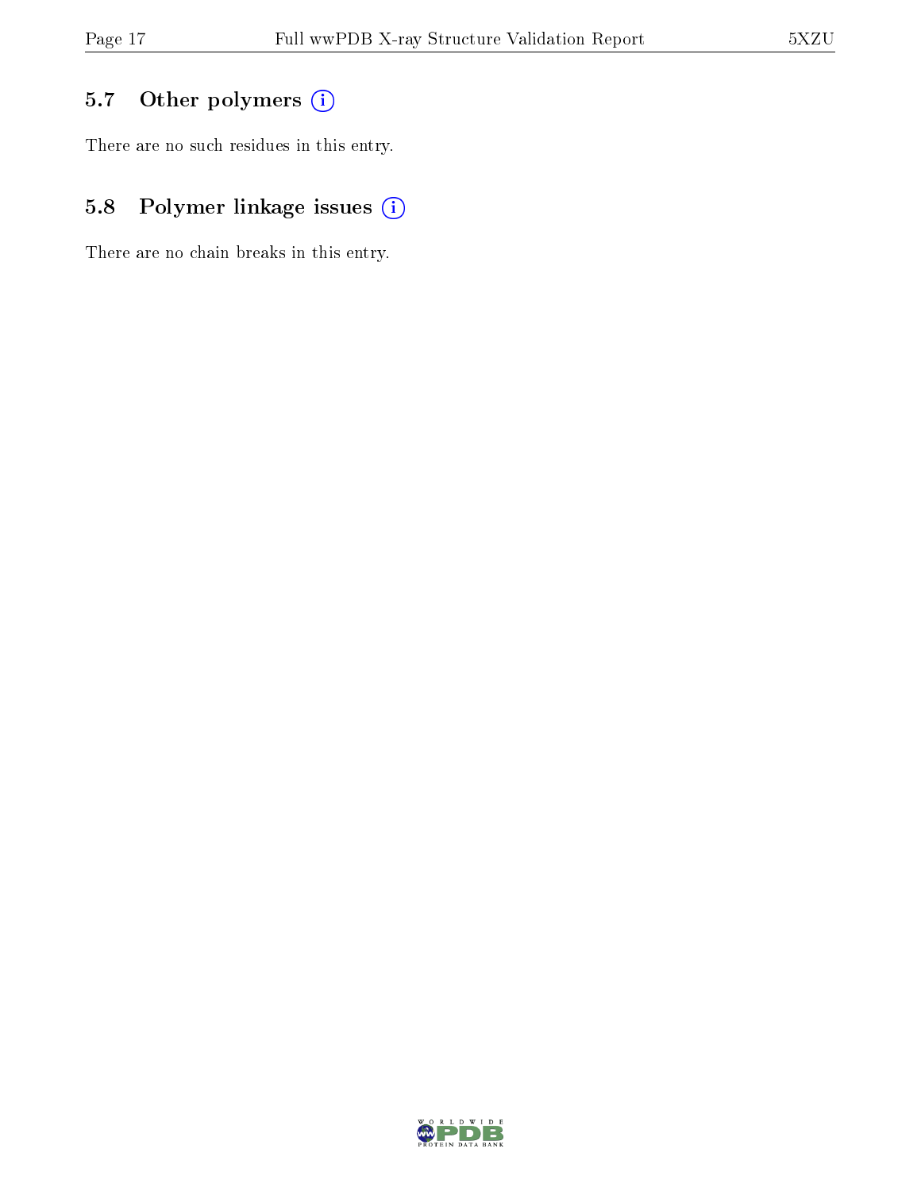## 5.7 Other polymers

There are no such residues in this entry.

## 5.8 Polymer linkage issues

There are no chain breaks in this entry.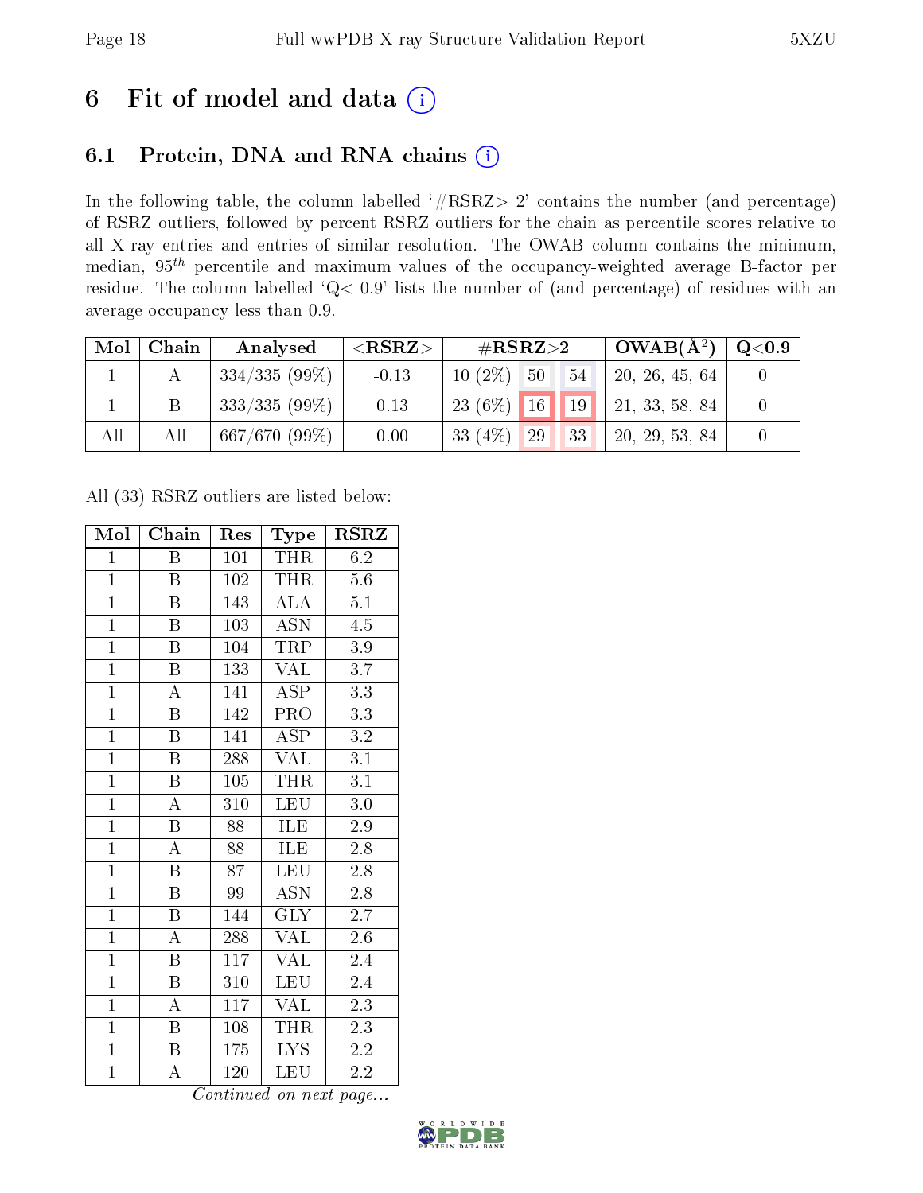# 6 Fit of model and data (i)

## 6.1 Protein, DNA and RNA chains (i)

In the following table, the column labelled '#RSRZ> 2' contains the number (and percentage) of RSRZ outliers, followed by percent RSRZ outliers for the chain as percentile scores relative to all X-ray entries and entries of similar resolution. The OWAB column contains the minimum, median, $95^{th}$ percentile and maximum values of the occupancy-weighted average B-factor per residue. The column labelled 'Q< 0.9' lists the number of (and percentage) of residues with an average occupancy less than 0.9.

| Mol | Chain | Analysed | <RSRZ> | #RSRZ>2 | | | OWAB(Å$^2$) | Q<0.9 |
|---|---|---|---|---|---|---|---|---|
| 1 | A | 334/335 (99%) | -0.13 | 10 (2%) | 50 | 54 | 20, 26, 45, 64 | 0 |
| 1 | B | 333/335 (99%) | 0.13 | 23 (6%) | 16 | 19 | 21, 33, 58, 84 | 0 |
| All | All | 667/670 (99%) | 0.00 | 33 (4%) | 29 | 33 | 20, 29, 53, 84 | 0 |

All (33) RSRZ outliers are listed below:

| Mol | Chain | Res | Type | RSRZ |
|---|---|---|---|---|
| 1 | B | 101 | THR | 6.2 |
| 1 | B | 102 | THR | 5.6 |
| 1 | B | 143 | ALA | 5.1 |
| 1 | B | 103 | ASN | 4.5 |
| 1 | B | 104 | TRP | 3.9 |
| 1 | B | 133 | VAL | 3.7 |
| 1 | A | 141 | ASP | 3.3 |
| 1 | B | 142 | PRO | 3.3 |
| 1 | B | 141 | ASP | 3.2 |
| 1 | B | 288 | VAL | 3.1 |
| 1 | B | 105 | THR | 3.1 |
| 1 | A | 310 | LEU | 3.0 |
| 1 | B | 88 | ILE | 2.9 |
| 1 | A | 88 | ILE | 2.8 |
| 1 | B | 87 | LEU | 2.8 |
| 1 | B | 99 | ASN | 2.8 |
| 1 | B | 144 | GLY | 2.7 |
| 1 | A | 288 | VAL | 2.6 |
| 1 | B | 117 | VAL | 2.4 |
| 1 | B | 310 | LEU | 2.4 |
| 1 | A | 117 | VAL | 2.3 |
| 1 | B | 108 | THR | 2.3 |
| 1 | B | 175 | LYS | 2.2 |
| 1 | A | 120 | LEU | 2.2 |

*Continued on next page...*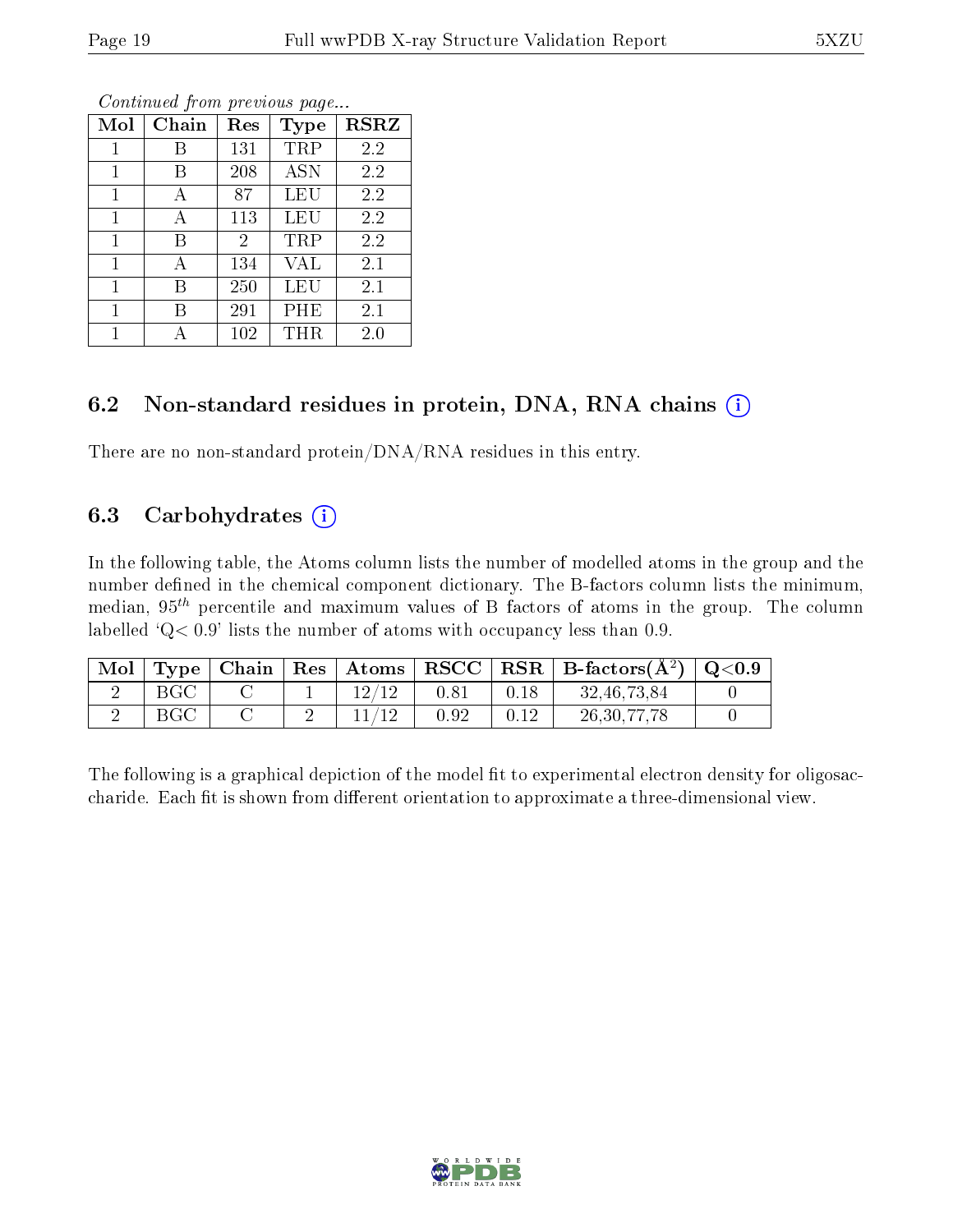*Continued from previous page...*

| Mol | Chain | Res | Type | RSRZ |
|---|---|---|---|---|
| 1 | B | 131 | TRP | 2.2 |
| 1 | B | 208 | ASN | 2.2 |
| 1 | A | 87 | LEU | 2.2 |
| 1 | A | 113 | LEU | 2.2 |
| 1 | B | 2 | TRP | 2.2 |
| 1 | A | 134 | VAL | 2.1 |
| 1 | B | 250 | LEU | 2.1 |
| 1 | B | 291 | PHE | 2.1 |
| 1 | A | 102 | THR | 2.0 |

## 6.2 Non-standard residues in protein, DNA, RNA chains

There are no non-standard protein/DNA/RNA residues in this entry.

## 6.3 Carbohydrates

In the following table, the Atoms column lists the number of modelled atoms in the group and the number defined in the chemical component dictionary. The B-factors column lists the minimum, median, $95^{th}$ percentile and maximum values of B factors of atoms in the group. The column labelled 'Q< 0.9' lists the number of atoms with occupancy less than 0.9.

| Mol | Type | Chain | Res | Atoms | RSCC | RSR | B-factors($Å^2$) | Q<0.9 |
|---|---|---|---|---|---|---|---|---|
| 2 | BGC | C | 1 | 12/12 | 0.81 | 0.18 | 32,46,73,84 | 0 |
| 2 | BGC | C | 2 | 11/12 | 0.92 | 0.12 | 26,30,77,78 | 0 |

The following is a graphical depiction of the model fit to experimental electron density for oligosaccharide. Each fit is shown from different orientation to approximate a three-dimensional view.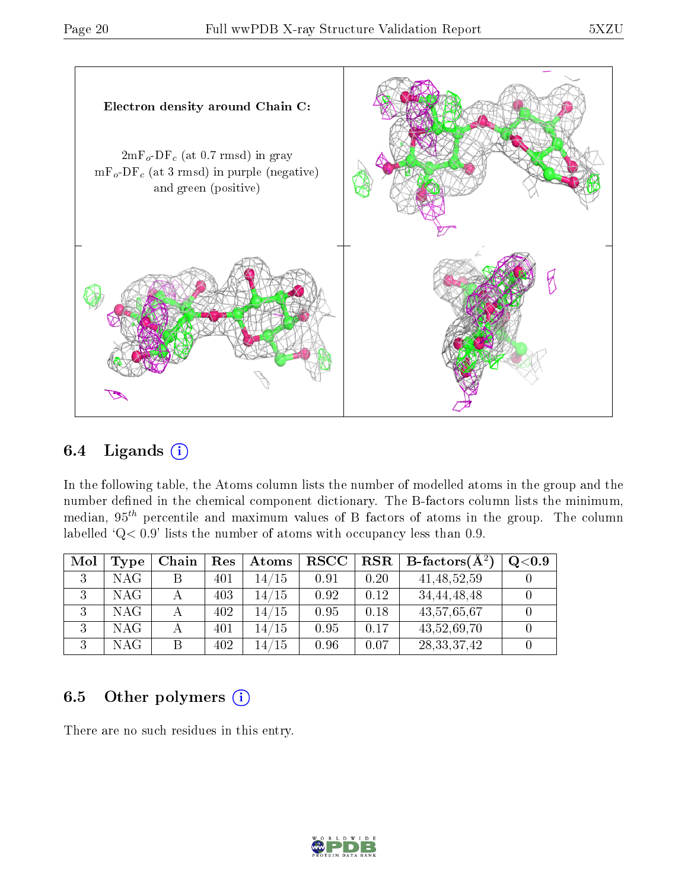Electron density around Chain C:

$2mF_o$-$DF_c$ (at 0.7 rmsd) in gray
$mF_o$-$DF_c$ (at 3 rmsd) in purple (negative)
and green (positive)

### 6.4 Ligands

In the following table, the Atoms column lists the number of modelled atoms in the group and the number defined in the chemical component dictionary. The B-factors column lists the minimum, median, $95^{th}$ percentile and maximum values of B factors of atoms in the group. The column labelled 'Q< 0.9' lists the number of atoms with occupancy less than 0.9.

| Mol | Type | Chain | Res | Atoms | RSCC | RSR | B-factors(Å$^2$) | Q<0.9 |
|---|---|---|---|---|---|---|---|---|
| 3 | NAG | B | 401 | 14/15 | 0.91 | 0.20 | 41,48,52,59 | 0 |
| 3 | NAG | A | 403 | 14/15 | 0.92 | 0.12 | 34,44,48,48 | 0 |
| 3 | NAG | A | 402 | 14/15 | 0.95 | 0.18 | 43,57,65,67 | 0 |
| 3 | NAG | A | 401 | 14/15 | 0.95 | 0.17 | 43,52,69,70 | 0 |
| 3 | NAG | B | 402 | 14/15 | 0.96 | 0.07 | 28,33,37,42 | 0 |

### 6.5 Other polymers

There are no such residues in this entry.